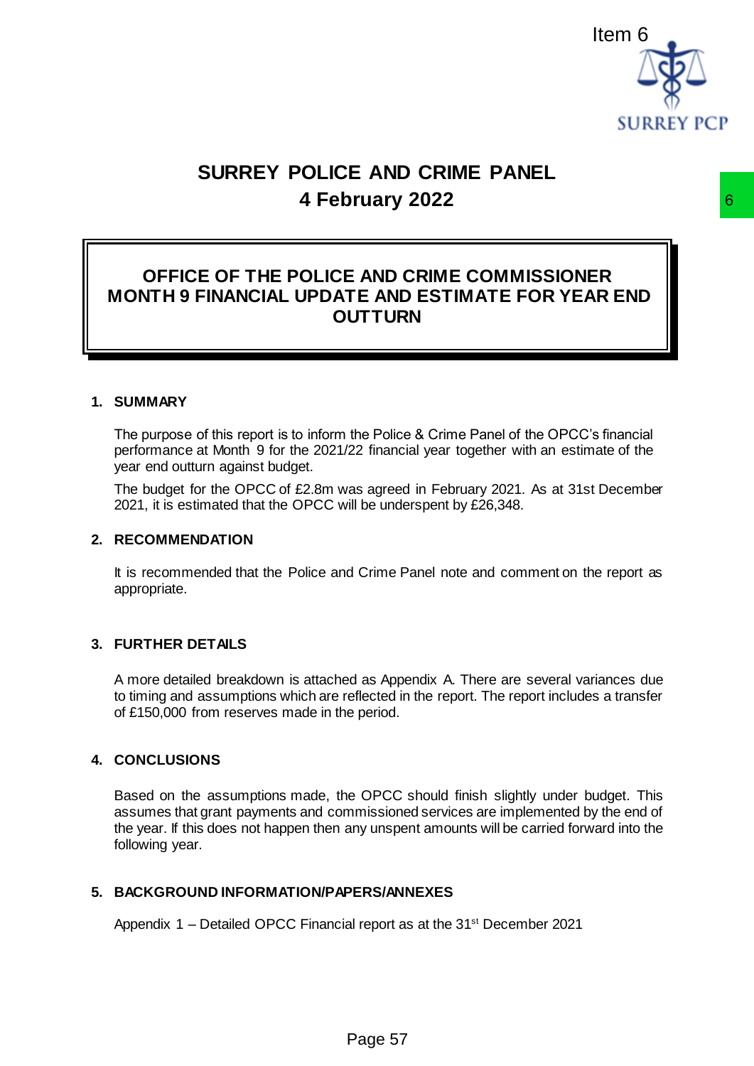Item 6

# SURREY POLICE AND CRIME PANEL
## 4 February 2022

## OFFICE OF THE POLICE AND CRIME COMMISSIONER MONTH 9 FINANCIAL UPDATE AND ESTIMATE FOR YEAR END OUTTURN

### 1. SUMMARY

The purpose of this report is to inform the Police & Crime Panel of the OPCC's financial performance at Month 9 for the 2021/22 financial year together with an estimate of the year end outturn against budget.

The budget for the OPCC of £2.8m was agreed in February 2021. As at 31st December 2021, it is estimated that the OPCC will be underspent by £26,348.

### 2. RECOMMENDATION

It is recommended that the Police and Crime Panel note and comment on the report as appropriate.

### 3. FURTHER DETAILS

A more detailed breakdown is attached as Appendix A. There are several variances due to timing and assumptions which are reflected in the report. The report includes a transfer of £150,000 from reserves made in the period.

### 4. CONCLUSIONS

Based on the assumptions made, the OPCC should finish slightly under budget. This assumes that grant payments and commissioned services are implemented by the end of the year. If this does not happen then any unspent amounts will be carried forward into the following year.

### 5. BACKGROUND INFORMATION/PAPERS/ANNEXES

Appendix 1 – Detailed OPCC Financial report as at the 31st December 2021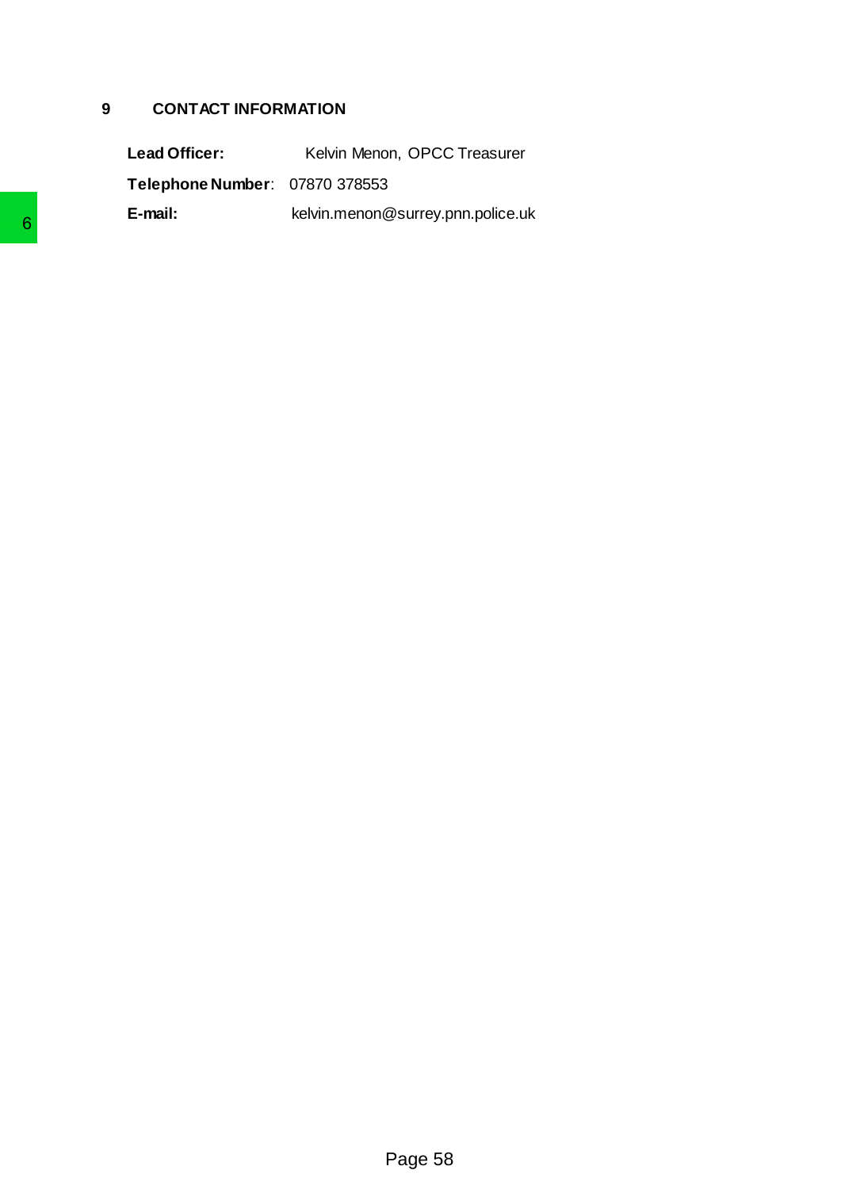## 9 CONTACT INFORMATION

**Lead Officer:** Kelvin Menon, OPCC Treasurer

**Telephone Number**: 07870 378553

**E-mail:** kelvin.menon@surrey.pnn.police.uk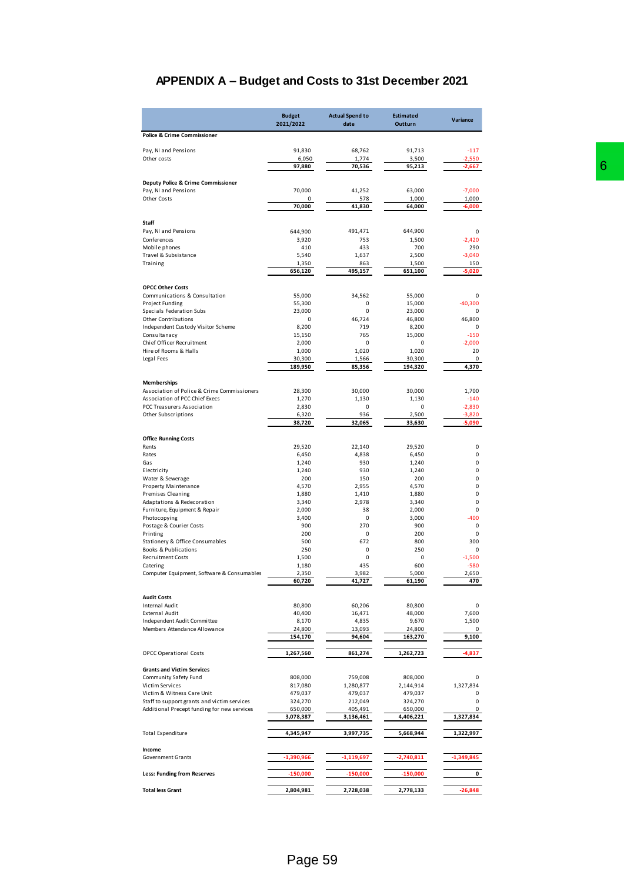# APPENDIX A – Budget and Costs to 31st December 2021

| | Budget 2021/2022 | Actual Spend to date | Estimated Outturn | Variance |
|---|---|---|---|---|
| **Police & Crime Commissioner** | | | | |
| Pay, NI and Pensions | 91,830 | 68,762 | 91,713 | -117 |
| Other costs | 6,050 | 1,774 | 3,500 | -2,550 |
| | **97,880** | **70,536** | **95,213** | **-2,667** |
| **Deputy Police & Crime Commissioner** | | | | |
| Pay, NI and Pensions | 70,000 | 41,252 | 63,000 | -7,000 |
| Other Costs | 0 | 578 | 1,000 | 1,000 |
| | **70,000** | **41,830** | **64,000** | **-6,000** |
| **Staff** | | | | |
| Pay, NI and Pensions | 644,900 | 491,471 | 644,900 | 0 |
| Conferences | 3,920 | 753 | 1,500 | -2,420 |
| Mobile phones | 410 | 433 | 700 | 290 |
| Travel & Subsistance | 5,540 | 1,637 | 2,500 | -3,040 |
| Training | 1,350 | 863 | 1,500 | 150 |
| | **656,120** | **495,157** | **651,100** | **-5,020** |
| **OPCC Other Costs** | | | | |
| Communications & Consultation | 55,000 | 34,562 | 55,000 | 0 |
| Project Funding | 55,300 | 0 | 15,000 | -40,300 |
| Specials Federation Subs | 23,000 | 0 | 23,000 | 0 |
| Other Contributions | 0 | 46,724 | 46,800 | 46,800 |
| Independent Custody Visitor Scheme | 8,200 | 719 | 8,200 | 0 |
| Consultanacy | 15,150 | 765 | 15,000 | -150 |
| Chief Officer Recruitment | 2,000 | 0 | 0 | -2,000 |
| Hire of Rooms & Halls | 1,000 | 1,020 | 1,020 | 20 |
| Legal Fees | 30,300 | 1,566 | 30,300 | 0 |
| | **189,950** | **85,356** | **194,320** | **4,370** |
| **Memberships** | | | | |
| Association of Police & Crime Commissioners | 28,300 | 30,000 | 30,000 | 1,700 |
| Association of PCC Chief Execs | 1,270 | 1,130 | 1,130 | -140 |
| PCC Treasurers Association | 2,830 | 0 | 0 | -2,830 |
| Other Subscriptions | 6,320 | 936 | 2,500 | -3,820 |
| | **38,720** | **32,065** | **33,630** | **-5,090** |
| **Office Running Costs** | | | | |
| Rents | 29,520 | 22,140 | 29,520 | 0 |
| Rates | 6,450 | 4,838 | 6,450 | 0 |
| Gas | 1,240 | 930 | 1,240 | 0 |
| Electricity | 1,240 | 930 | 1,240 | 0 |
| Water & Sewerage | 200 | 150 | 200 | 0 |
| Property Maintenance | 4,570 | 2,955 | 4,570 | 0 |
| Premises Cleaning | 1,880 | 1,410 | 1,880 | 0 |
| Adaptations & Redecoration | 3,340 | 2,978 | 3,340 | 0 |
| Furniture, Equipment & Repair | 2,000 | 38 | 2,000 | 0 |
| Photocopying | 3,400 | 0 | 3,000 | -400 |
| Postage & Courier Costs | 900 | 270 | 900 | 0 |
| Printing | 200 | 0 | 200 | 0 |
| Stationery & Office Consumables | 500 | 672 | 800 | 300 |
| Books & Publications | 250 | 0 | 250 | 0 |
| Recruitment Costs | 1,500 | 0 | 0 | -1,500 |
| Catering | 1,180 | 435 | 600 | -580 |
| Computer Equipment, Software & Consumables | 2,350 | 3,982 | 5,000 | 2,650 |
| | **60,720** | **41,727** | **61,190** | **470** |
| **Audit Costs** | | | | |
| Internal Audit | 80,800 | 60,206 | 80,800 | 0 |
| External Audit | 40,400 | 16,471 | 48,000 | 7,600 |
| Independent Audit Committee | 8,170 | 4,835 | 9,670 | 1,500 |
| Members Attendance Allowance | 24,800 | 13,093 | 24,800 | 0 |
| | **154,170** | **94,604** | **163,270** | **9,100** |
| OPCC Operational Costs | **1,267,560** | **861,274** | **1,262,723** | **-4,837** |
| **Grants and Victim Services** | | | | |
| Community Safety Fund | 808,000 | 759,008 | 808,000 | 0 |
| Victim Services | 817,080 | 1,280,877 | 2,144,914 | 1,327,834 |
| Victim & Witness Care Unit | 479,037 | 479,037 | 479,037 | 0 |
| Staff to support grants and victim services | 324,270 | 212,049 | 324,270 | 0 |
| Additional Precept funding for new services | 650,000 | 405,491 | 650,000 | 0 |
| | **3,078,387** | **3,136,461** | **4,406,221** | **1,327,834** |
| Total Expenditure | **4,345,947** | **3,997,735** | **5,668,944** | **1,322,997** |
| **Income** | | | | |
| Government Grants | **-1,390,966** | **-1,119,697** | **-2,740,811** | **-1,349,845** |
| **Less: Funding from Reserves** | **-150,000** | **-150,000** | **-150,000** | **0** |
| **Total less Grant** | **2,804,981** | **2,728,038** | **2,778,133** | **-26,848** |